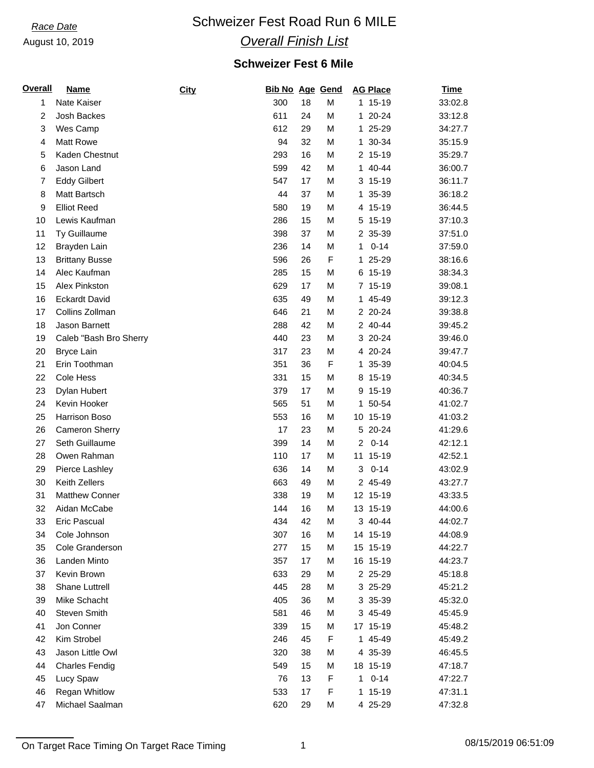*Race Date*
August 10, 2019

# Schweizer Fest Road Run 6 MILE

## *Overall Finish List*

### Schweizer Fest 6 Mile

| Overall | Name | City | Bib No | Age | Gend | AG Place | Time |
|---|---|---|---|---|---|---|---|
| 1 | Nate Kaiser | | 300 | 18 | M | 1 15-19 | 33:02.8 |
| 2 | Josh Backes | | 611 | 24 | M | 1 20-24 | 33:12.8 |
| 3 | Wes Camp | | 612 | 29 | M | 1 25-29 | 34:27.7 |
| 4 | Matt Rowe | | 94 | 32 | M | 1 30-34 | 35:15.9 |
| 5 | Kaden Chestnut | | 293 | 16 | M | 2 15-19 | 35:29.7 |
| 6 | Jason Land | | 599 | 42 | M | 1 40-44 | 36:00.7 |
| 7 | Eddy Gilbert | | 547 | 17 | M | 3 15-19 | 36:11.7 |
| 8 | Matt Bartsch | | 44 | 37 | M | 1 35-39 | 36:18.2 |
| 9 | Elliot Reed | | 580 | 19 | M | 4 15-19 | 36:44.5 |
| 10 | Lewis Kaufman | | 286 | 15 | M | 5 15-19 | 37:10.3 |
| 11 | Ty Guillaume | | 398 | 37 | M | 2 35-39 | 37:51.0 |
| 12 | Brayden Lain | | 236 | 14 | M | 1 0-14 | 37:59.0 |
| 13 | Brittany Busse | | 596 | 26 | F | 1 25-29 | 38:16.6 |
| 14 | Alec Kaufman | | 285 | 15 | M | 6 15-19 | 38:34.3 |
| 15 | Alex Pinkston | | 629 | 17 | M | 7 15-19 | 39:08.1 |
| 16 | Eckardt David | | 635 | 49 | M | 1 45-49 | 39:12.3 |
| 17 | Collins Zollman | | 646 | 21 | M | 2 20-24 | 39:38.8 |
| 18 | Jason Barnett | | 288 | 42 | M | 2 40-44 | 39:45.2 |
| 19 | Caleb "Bash Bro Sherry | | 440 | 23 | M | 3 20-24 | 39:46.0 |
| 20 | Bryce Lain | | 317 | 23 | M | 4 20-24 | 39:47.7 |
| 21 | Erin Toothman | | 351 | 36 | F | 1 35-39 | 40:04.5 |
| 22 | Cole Hess | | 331 | 15 | M | 8 15-19 | 40:34.5 |
| 23 | Dylan Hubert | | 379 | 17 | M | 9 15-19 | 40:36.7 |
| 24 | Kevin Hooker | | 565 | 51 | M | 1 50-54 | 41:02.7 |
| 25 | Harrison Boso | | 553 | 16 | M | 10 15-19 | 41:03.2 |
| 26 | Cameron Sherry | | 17 | 23 | M | 5 20-24 | 41:29.6 |
| 27 | Seth Guillaume | | 399 | 14 | M | 2 0-14 | 42:12.1 |
| 28 | Owen Rahman | | 110 | 17 | M | 11 15-19 | 42:52.1 |
| 29 | Pierce Lashley | | 636 | 14 | M | 3 0-14 | 43:02.9 |
| 30 | Keith Zellers | | 663 | 49 | M | 2 45-49 | 43:27.7 |
| 31 | Matthew Conner | | 338 | 19 | M | 12 15-19 | 43:33.5 |
| 32 | Aidan McCabe | | 144 | 16 | M | 13 15-19 | 44:00.6 |
| 33 | Eric Pascual | | 434 | 42 | M | 3 40-44 | 44:02.7 |
| 34 | Cole Johnson | | 307 | 16 | M | 14 15-19 | 44:08.9 |
| 35 | Cole Granderson | | 277 | 15 | M | 15 15-19 | 44:22.7 |
| 36 | Landen Minto | | 357 | 17 | M | 16 15-19 | 44:23.7 |
| 37 | Kevin Brown | | 633 | 29 | M | 2 25-29 | 45:18.8 |
| 38 | Shane Luttrell | | 445 | 28 | M | 3 25-29 | 45:21.2 |
| 39 | Mike Schacht | | 405 | 36 | M | 3 35-39 | 45:32.0 |
| 40 | Steven Smith | | 581 | 46 | M | 3 45-49 | 45:45.9 |
| 41 | Jon Conner | | 339 | 15 | M | 17 15-19 | 45:48.2 |
| 42 | Kim Strobel | | 246 | 45 | F | 1 45-49 | 45:49.2 |
| 43 | Jason Little Owl | | 320 | 38 | M | 4 35-39 | 46:45.5 |
| 44 | Charles Fendig | | 549 | 15 | M | 18 15-19 | 47:18.7 |
| 45 | Lucy Spaw | | 76 | 13 | F | 1 0-14 | 47:22.7 |
| 46 | Regan Whitlow | | 533 | 17 | F | 1 15-19 | 47:31.1 |
| 47 | Michael Saalman | | 620 | 29 | M | 4 25-29 | 47:32.8 |

On Target Race Timing On Target Race Timing — 08/15/2019 06:51:09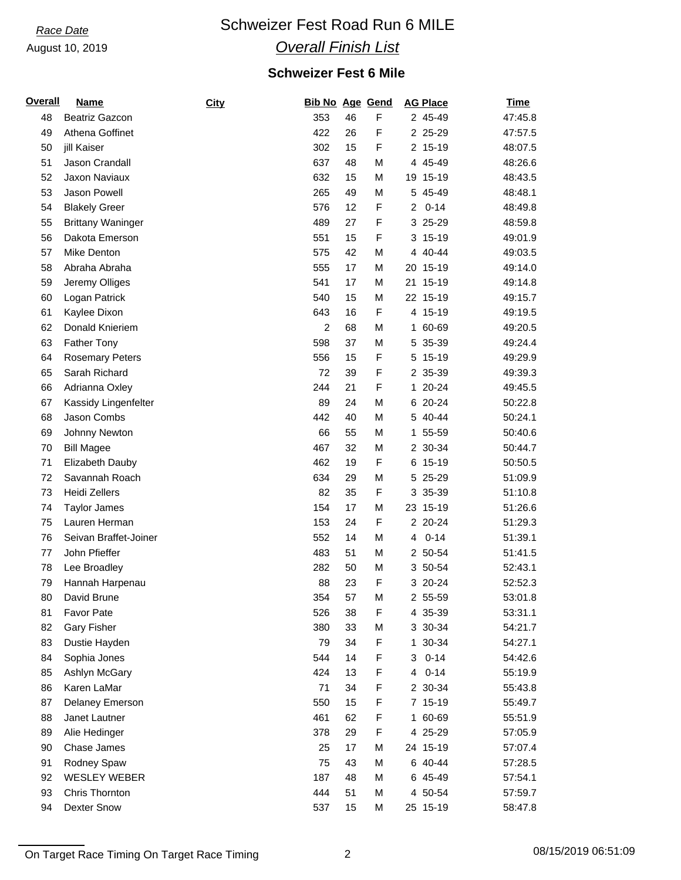*Race Date*

August 10, 2019

# Schweizer Fest Road Run 6 MILE

## *Overall Finish List*

### Schweizer Fest 6 Mile

| Overall | Name | City | Bib No | Age | Gend | AG Place | Time |
|---|---|---|---|---|---|---|---|
| 48 | Beatriz Gazcon | | 353 | 46 | F | 2 45-49 | 47:45.8 |
| 49 | Athena Goffinet | | 422 | 26 | F | 2 25-29 | 47:57.5 |
| 50 | jill Kaiser | | 302 | 15 | F | 2 15-19 | 48:07.5 |
| 51 | Jason Crandall | | 637 | 48 | M | 4 45-49 | 48:26.6 |
| 52 | Jaxon Naviaux | | 632 | 15 | M | 19 15-19 | 48:43.5 |
| 53 | Jason Powell | | 265 | 49 | M | 5 45-49 | 48:48.1 |
| 54 | Blakely Greer | | 576 | 12 | F | 2 0-14 | 48:49.8 |
| 55 | Brittany Waninger | | 489 | 27 | F | 3 25-29 | 48:59.8 |
| 56 | Dakota Emerson | | 551 | 15 | F | 3 15-19 | 49:01.9 |
| 57 | Mike Denton | | 575 | 42 | M | 4 40-44 | 49:03.5 |
| 58 | Abraha Abraha | | 555 | 17 | M | 20 15-19 | 49:14.0 |
| 59 | Jeremy Olliges | | 541 | 17 | M | 21 15-19 | 49:14.8 |
| 60 | Logan Patrick | | 540 | 15 | M | 22 15-19 | 49:15.7 |
| 61 | Kaylee Dixon | | 643 | 16 | F | 4 15-19 | 49:19.5 |
| 62 | Donald Knieriem | | 2 | 68 | M | 1 60-69 | 49:20.5 |
| 63 | Father Tony | | 598 | 37 | M | 5 35-39 | 49:24.4 |
| 64 | Rosemary Peters | | 556 | 15 | F | 5 15-19 | 49:29.9 |
| 65 | Sarah Richard | | 72 | 39 | F | 2 35-39 | 49:39.3 |
| 66 | Adrianna Oxley | | 244 | 21 | F | 1 20-24 | 49:45.5 |
| 67 | Kassidy Lingenfelter | | 89 | 24 | M | 6 20-24 | 50:22.8 |
| 68 | Jason Combs | | 442 | 40 | M | 5 40-44 | 50:24.1 |
| 69 | Johnny Newton | | 66 | 55 | M | 1 55-59 | 50:40.6 |
| 70 | Bill Magee | | 467 | 32 | M | 2 30-34 | 50:44.7 |
| 71 | Elizabeth Dauby | | 462 | 19 | F | 6 15-19 | 50:50.5 |
| 72 | Savannah Roach | | 634 | 29 | M | 5 25-29 | 51:09.9 |
| 73 | Heidi Zellers | | 82 | 35 | F | 3 35-39 | 51:10.8 |
| 74 | Taylor James | | 154 | 17 | M | 23 15-19 | 51:26.6 |
| 75 | Lauren Herman | | 153 | 24 | F | 2 20-24 | 51:29.3 |
| 76 | Seivan Braffet-Joiner | | 552 | 14 | M | 4 0-14 | 51:39.1 |
| 77 | John Pfieffer | | 483 | 51 | M | 2 50-54 | 51:41.5 |
| 78 | Lee Broadley | | 282 | 50 | M | 3 50-54 | 52:43.1 |
| 79 | Hannah Harpenau | | 88 | 23 | F | 3 20-24 | 52:52.3 |
| 80 | David Brune | | 354 | 57 | M | 2 55-59 | 53:01.8 |
| 81 | Favor Pate | | 526 | 38 | F | 4 35-39 | 53:31.1 |
| 82 | Gary Fisher | | 380 | 33 | M | 3 30-34 | 54:21.7 |
| 83 | Dustie Hayden | | 79 | 34 | F | 1 30-34 | 54:27.1 |
| 84 | Sophia Jones | | 544 | 14 | F | 3 0-14 | 54:42.6 |
| 85 | Ashlyn McGary | | 424 | 13 | F | 4 0-14 | 55:19.9 |
| 86 | Karen LaMar | | 71 | 34 | F | 2 30-34 | 55:43.8 |
| 87 | Delaney Emerson | | 550 | 15 | F | 7 15-19 | 55:49.7 |
| 88 | Janet Lautner | | 461 | 62 | F | 1 60-69 | 55:51.9 |
| 89 | Alie Hedinger | | 378 | 29 | F | 4 25-29 | 57:05.9 |
| 90 | Chase James | | 25 | 17 | M | 24 15-19 | 57:07.4 |
| 91 | Rodney Spaw | | 75 | 43 | M | 6 40-44 | 57:28.5 |
| 92 | WESLEY WEBER | | 187 | 48 | M | 6 45-49 | 57:54.1 |
| 93 | Chris Thornton | | 444 | 51 | M | 4 50-54 | 57:59.7 |
| 94 | Dexter Snow | | 537 | 15 | M | 25 15-19 | 58:47.8 |

On Target Race Timing On Target Race Timing 08/15/2019 06:51:09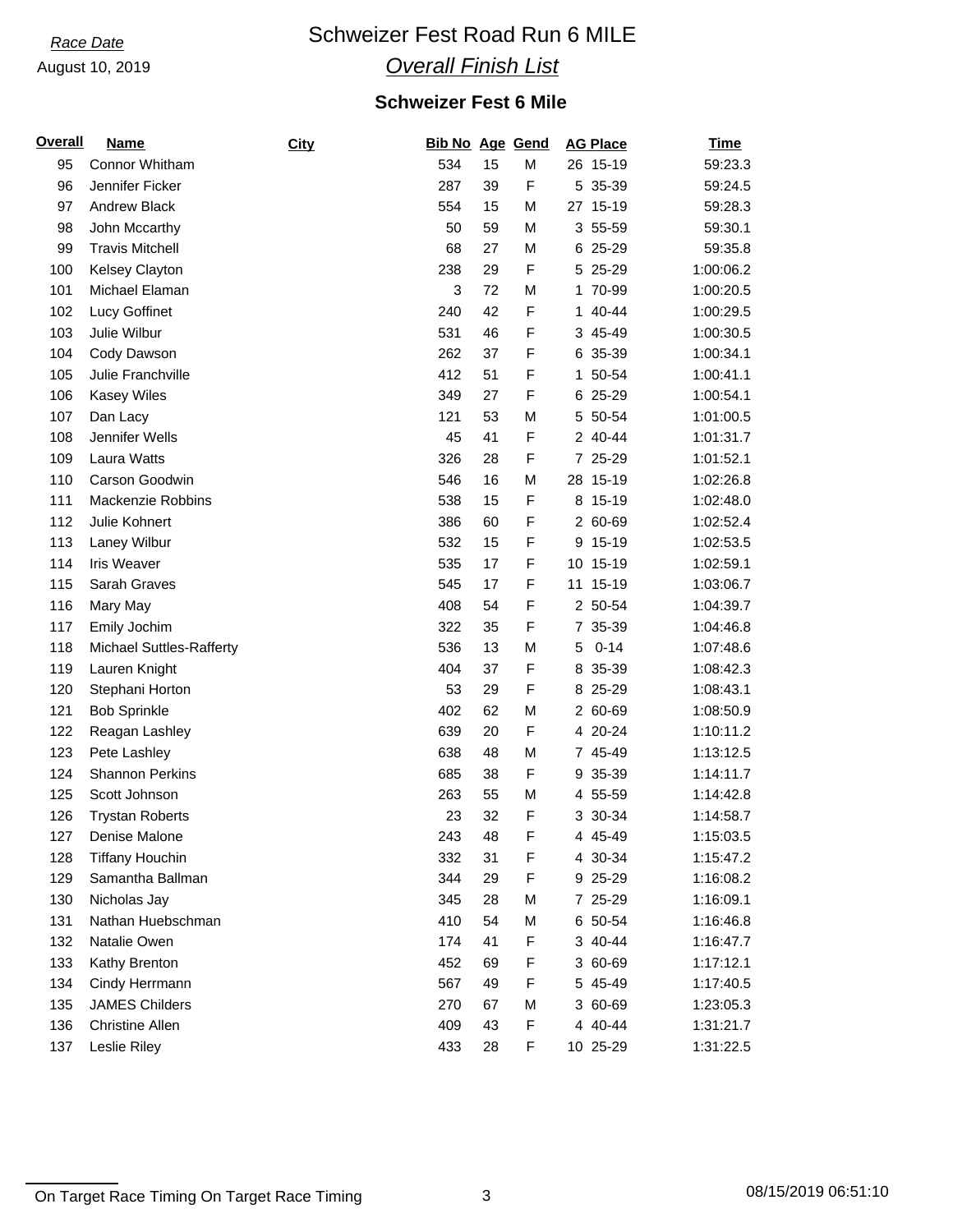*Race Date*

August 10, 2019

# Schweizer Fest Road Run 6 MILE

## *Overall Finish List*

### Schweizer Fest 6 Mile

| Overall | Name | City | Bib No | Age | Gend | AG Place | | Time |
|---|---|---|---|---|---|---|---|---|
| 95 | Connor Whitham | | 534 | 15 | M | 26 | 15-19 | 59:23.3 |
| 96 | Jennifer Ficker | | 287 | 39 | F | 5 | 35-39 | 59:24.5 |
| 97 | Andrew Black | | 554 | 15 | M | 27 | 15-19 | 59:28.3 |
| 98 | John Mccarthy | | 50 | 59 | M | 3 | 55-59 | 59:30.1 |
| 99 | Travis Mitchell | | 68 | 27 | M | 6 | 25-29 | 59:35.8 |
| 100 | Kelsey Clayton | | 238 | 29 | F | 5 | 25-29 | 1:00:06.2 |
| 101 | Michael Elaman | | 3 | 72 | M | 1 | 70-99 | 1:00:20.5 |
| 102 | Lucy Goffinet | | 240 | 42 | F | 1 | 40-44 | 1:00:29.5 |
| 103 | Julie Wilbur | | 531 | 46 | F | 3 | 45-49 | 1:00:30.5 |
| 104 | Cody Dawson | | 262 | 37 | F | 6 | 35-39 | 1:00:34.1 |
| 105 | Julie Franchville | | 412 | 51 | F | 1 | 50-54 | 1:00:41.1 |
| 106 | Kasey Wiles | | 349 | 27 | F | 6 | 25-29 | 1:00:54.1 |
| 107 | Dan Lacy | | 121 | 53 | M | 5 | 50-54 | 1:01:00.5 |
| 108 | Jennifer Wells | | 45 | 41 | F | 2 | 40-44 | 1:01:31.7 |
| 109 | Laura Watts | | 326 | 28 | F | 7 | 25-29 | 1:01:52.1 |
| 110 | Carson Goodwin | | 546 | 16 | M | 28 | 15-19 | 1:02:26.8 |
| 111 | Mackenzie Robbins | | 538 | 15 | F | 8 | 15-19 | 1:02:48.0 |
| 112 | Julie Kohnert | | 386 | 60 | F | 2 | 60-69 | 1:02:52.4 |
| 113 | Laney Wilbur | | 532 | 15 | F | 9 | 15-19 | 1:02:53.5 |
| 114 | Iris Weaver | | 535 | 17 | F | 10 | 15-19 | 1:02:59.1 |
| 115 | Sarah Graves | | 545 | 17 | F | 11 | 15-19 | 1:03:06.7 |
| 116 | Mary May | | 408 | 54 | F | 2 | 50-54 | 1:04:39.7 |
| 117 | Emily Jochim | | 322 | 35 | F | 7 | 35-39 | 1:04:46.8 |
| 118 | Michael Suttles-Rafferty | | 536 | 13 | M | 5 | 0-14 | 1:07:48.6 |
| 119 | Lauren Knight | | 404 | 37 | F | 8 | 35-39 | 1:08:42.3 |
| 120 | Stephani Horton | | 53 | 29 | F | 8 | 25-29 | 1:08:43.1 |
| 121 | Bob Sprinkle | | 402 | 62 | M | 2 | 60-69 | 1:08:50.9 |
| 122 | Reagan Lashley | | 639 | 20 | F | 4 | 20-24 | 1:10:11.2 |
| 123 | Pete Lashley | | 638 | 48 | M | 7 | 45-49 | 1:13:12.5 |
| 124 | Shannon Perkins | | 685 | 38 | F | 9 | 35-39 | 1:14:11.7 |
| 125 | Scott Johnson | | 263 | 55 | M | 4 | 55-59 | 1:14:42.8 |
| 126 | Trystan Roberts | | 23 | 32 | F | 3 | 30-34 | 1:14:58.7 |
| 127 | Denise Malone | | 243 | 48 | F | 4 | 45-49 | 1:15:03.5 |
| 128 | Tiffany Houchin | | 332 | 31 | F | 4 | 30-34 | 1:15:47.2 |
| 129 | Samantha Ballman | | 344 | 29 | F | 9 | 25-29 | 1:16:08.2 |
| 130 | Nicholas Jay | | 345 | 28 | M | 7 | 25-29 | 1:16:09.1 |
| 131 | Nathan Huebschman | | 410 | 54 | M | 6 | 50-54 | 1:16:46.8 |
| 132 | Natalie Owen | | 174 | 41 | F | 3 | 40-44 | 1:16:47.7 |
| 133 | Kathy Brenton | | 452 | 69 | F | 3 | 60-69 | 1:17:12.1 |
| 134 | Cindy Herrmann | | 567 | 49 | F | 5 | 45-49 | 1:17:40.5 |
| 135 | JAMES Childers | | 270 | 67 | M | 3 | 60-69 | 1:23:05.3 |
| 136 | Christine Allen | | 409 | 43 | F | 4 | 40-44 | 1:31:21.7 |
| 137 | Leslie Riley | | 433 | 28 | F | 10 | 25-29 | 1:31:22.5 |

On Target Race Timing On Target Race Timing

08/15/2019 06:51:10